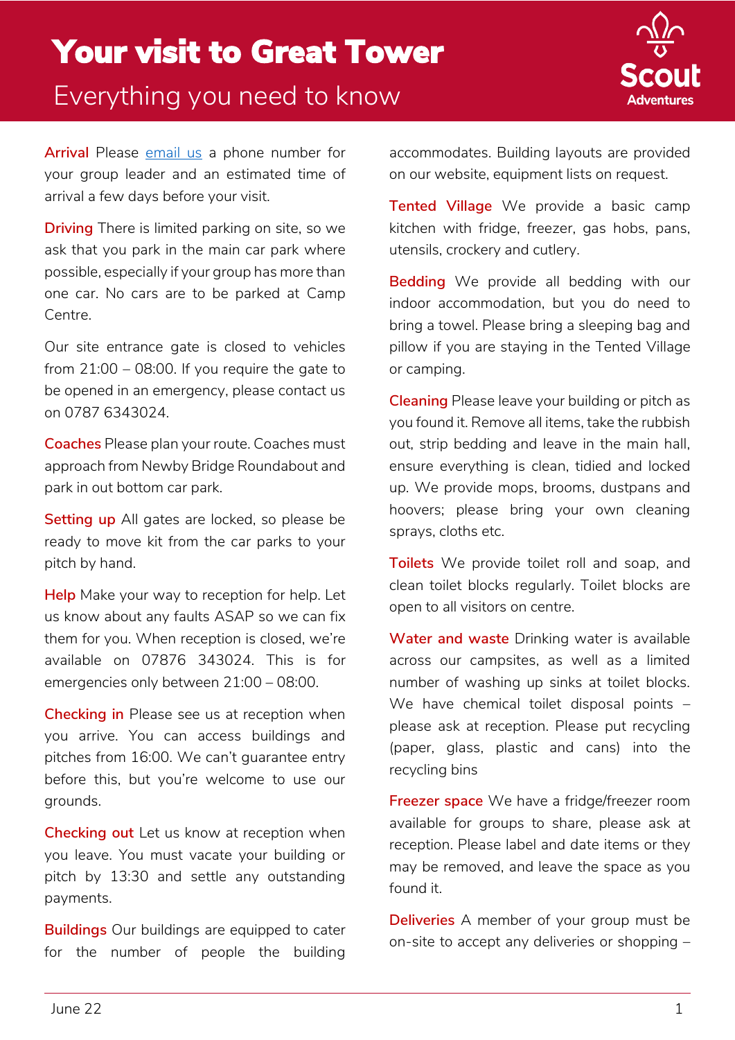# Your visit to Great Tower

Everything you need to know

**Arrival** Please email us a phone number for your group leader and an estimated time of arrival a few days before your visit.

**Driving** There is limited parking on site, so we ask that you park in the main car park where possible, especially if your group has more than one car. No cars are to be parked at Camp Centre.

Our site entrance gate is closed to vehicles from 21:00 – 08:00. If you require the gate to be opened in an emergency, please contact us on 0787 6343024.

**Coaches** Please plan your route. Coaches must approach from Newby Bridge Roundabout and park in out bottom car park.

**Setting up** All gates are locked, so please be ready to move kit from the car parks to your pitch by hand.

**Help** Make your way to reception for help. Let us know about any faults ASAP so we can fix them for you. When reception is closed, we're available on 07876 343024. This is for emergencies only between 21:00 – 08:00.

**Checking in** Please see us at reception when you arrive. You can access buildings and pitches from 16:00. We can't guarantee entry before this, but you're welcome to use our grounds.

**Checking out** Let us know at reception when you leave. You must vacate your building or pitch by 13:30 and settle any outstanding payments.

**Buildings** Our buildings are equipped to cater for the number of people the building accommodates. Building layouts are provided on our website, equipment lists on request.

**Tented Village** We provide a basic camp kitchen with fridge, freezer, gas hobs, pans, utensils, crockery and cutlery.

**Bedding** We provide all bedding with our indoor accommodation, but you do need to bring a towel. Please bring a sleeping bag and pillow if you are staying in the Tented Village or camping.

**Cleaning** Please leave your building or pitch as you found it. Remove all items, take the rubbish out, strip bedding and leave in the main hall, ensure everything is clean, tidied and locked up. We provide mops, brooms, dustpans and hoovers; please bring your own cleaning sprays, cloths etc.

**Toilets** We provide toilet roll and soap, and clean toilet blocks regularly. Toilet blocks are open to all visitors on centre.

**Water and waste** Drinking water is available across our campsites, as well as a limited number of washing up sinks at toilet blocks. We have chemical toilet disposal points – please ask at reception. Please put recycling (paper, glass, plastic and cans) into the recycling bins

**Freezer space** We have a fridge/freezer room available for groups to share, please ask at reception. Please label and date items or they may be removed, and leave the space as you found it.

**Deliveries** A member of your group must be on-site to accept any deliveries or shopping –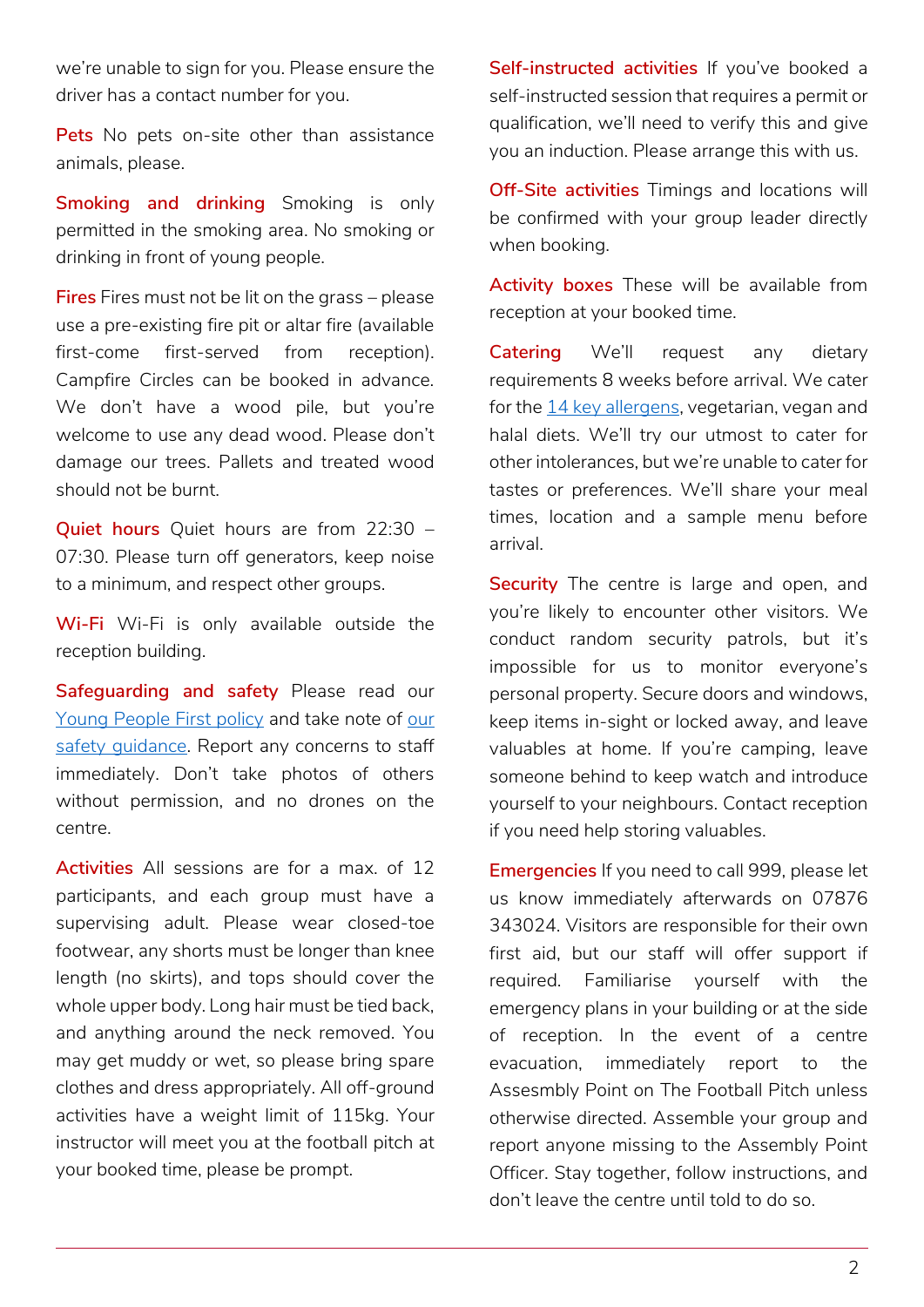we're unable to sign for you. Please ensure the driver has a contact number for you.

**Pets** No pets on-site other than assistance animals, please.

**Smoking and drinking** Smoking is only permitted in the smoking area. No smoking or drinking in front of young people.

**Fires** Fires must not be lit on the grass – please use a pre-existing fire pit or altar fire (available first-come first-served from reception). Campfire Circles can be booked in advance. We don't have a wood pile, but you're welcome to use any dead wood. Please don't damage our trees. Pallets and treated wood should not be burnt.

**Quiet hours** Quiet hours are from 22:30 – 07:30. Please turn off generators, keep noise to a minimum, and respect other groups.

**Wi-Fi** Wi-Fi is only available outside the reception building.

**Safeguarding and safety** Please read our [Young People First policy]() and take note of [our safety guidance](). Report any concerns to staff immediately. Don't take photos of others without permission, and no drones on the centre.

**Activities** All sessions are for a max. of 12 participants, and each group must have a supervising adult. Please wear closed-toe footwear, any shorts must be longer than knee length (no skirts), and tops should cover the whole upper body. Long hair must be tied back, and anything around the neck removed. You may get muddy or wet, so please bring spare clothes and dress appropriately. All off-ground activities have a weight limit of 115kg. Your instructor will meet you at the football pitch at your booked time, please be prompt.

**Self-instructed activities** If you've booked a self-instructed session that requires a permit or qualification, we'll need to verify this and give you an induction. Please arrange this with us.

**Off-Site activities** Timings and locations will be confirmed with your group leader directly when booking.

**Activity boxes** These will be available from reception at your booked time.

**Catering** We'll request any dietary requirements 8 weeks before arrival. We cater for the [14 key allergens](), vegetarian, vegan and halal diets. We'll try our utmost to cater for other intolerances, but we're unable to cater for tastes or preferences. We'll share your meal times, location and a sample menu before arrival.

**Security** The centre is large and open, and you're likely to encounter other visitors. We conduct random security patrols, but it's impossible for us to monitor everyone's personal property. Secure doors and windows, keep items in-sight or locked away, and leave valuables at home. If you're camping, leave someone behind to keep watch and introduce yourself to your neighbours. Contact reception if you need help storing valuables.

**Emergencies** If you need to call 999, please let us know immediately afterwards on 07876 343024. Visitors are responsible for their own first aid, but our staff will offer support if required. Familiarise yourself with the emergency plans in your building or at the side of reception. In the event of a centre evacuation, immediately report to the Assesmbly Point on The Football Pitch unless otherwise directed. Assemble your group and report anyone missing to the Assembly Point Officer. Stay together, follow instructions, and don't leave the centre until told to do so.